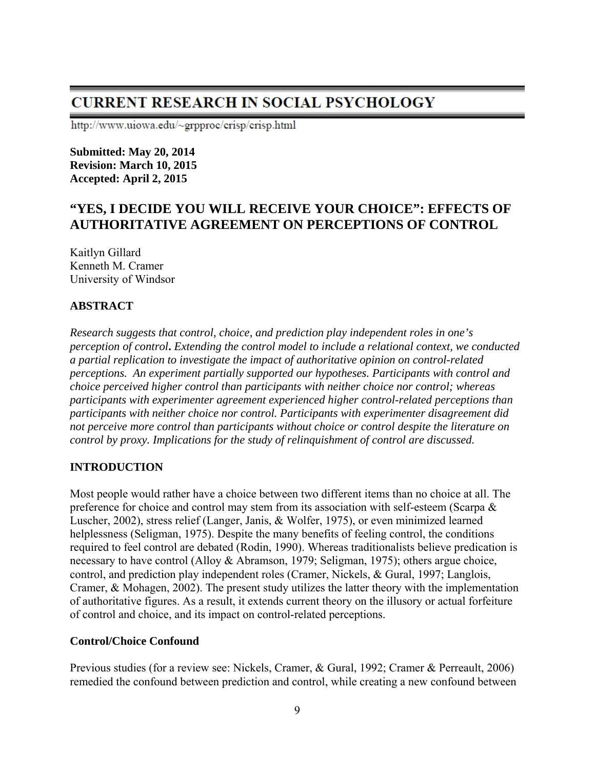# CURRENT RESEARCH IN SOCIAL PSYCHOLOGY

http://www.uiowa.edu/~grpproc/crisp/crisp.html

**Submitted: May 20, 2014**
**Revision: March 10, 2015**
**Accepted: April 2, 2015**

## "YES, I DECIDE YOU WILL RECEIVE YOUR CHOICE": EFFECTS OF AUTHORITATIVE AGREEMENT ON PERCEPTIONS OF CONTROL

Kaitlyn Gillard
Kenneth M. Cramer
University of Windsor

### ABSTRACT

*Research suggests that control, choice, and prediction play independent roles in one's perception of control. Extending the control model to include a relational context, we conducted a partial replication to investigate the impact of authoritative opinion on control-related perceptions. An experiment partially supported our hypotheses. Participants with control and choice perceived higher control than participants with neither choice nor control; whereas participants with experimenter agreement experienced higher control-related perceptions than participants with neither choice nor control. Participants with experimenter disagreement did not perceive more control than participants without choice or control despite the literature on control by proxy. Implications for the study of relinquishment of control are discussed.*

### INTRODUCTION

Most people would rather have a choice between two different items than no choice at all. The preference for choice and control may stem from its association with self-esteem (Scarpa & Luscher, 2002), stress relief (Langer, Janis, & Wolfer, 1975), or even minimized learned helplessness (Seligman, 1975). Despite the many benefits of feeling control, the conditions required to feel control are debated (Rodin, 1990). Whereas traditionalists believe predication is necessary to have control (Alloy & Abramson, 1979; Seligman, 1975); others argue choice, control, and prediction play independent roles (Cramer, Nickels, & Gural, 1997; Langlois, Cramer, & Mohagen, 2002). The present study utilizes the latter theory with the implementation of authoritative figures. As a result, it extends current theory on the illusory or actual forfeiture of control and choice, and its impact on control-related perceptions.

#### Control/Choice Confound

Previous studies (for a review see: Nickels, Cramer, & Gural, 1992; Cramer & Perreault, 2006) remedied the confound between prediction and control, while creating a new confound between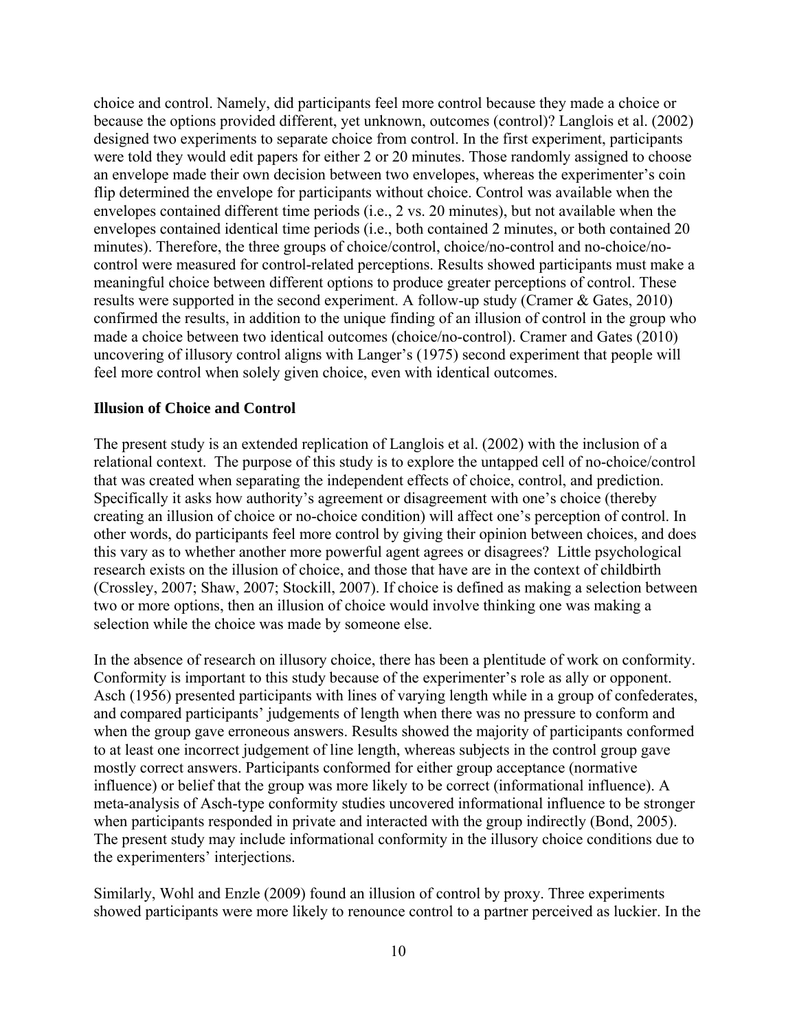choice and control. Namely, did participants feel more control because they made a choice or because the options provided different, yet unknown, outcomes (control)? Langlois et al. (2002) designed two experiments to separate choice from control. In the first experiment, participants were told they would edit papers for either 2 or 20 minutes. Those randomly assigned to choose an envelope made their own decision between two envelopes, whereas the experimenter's coin flip determined the envelope for participants without choice. Control was available when the envelopes contained different time periods (i.e., 2 vs. 20 minutes), but not available when the envelopes contained identical time periods (i.e., both contained 2 minutes, or both contained 20 minutes). Therefore, the three groups of choice/control, choice/no-control and no-choice/no-control were measured for control-related perceptions. Results showed participants must make a meaningful choice between different options to produce greater perceptions of control. These results were supported in the second experiment. A follow-up study (Cramer & Gates, 2010) confirmed the results, in addition to the unique finding of an illusion of control in the group who made a choice between two identical outcomes (choice/no-control). Cramer and Gates (2010) uncovering of illusory control aligns with Langer's (1975) second experiment that people will feel more control when solely given choice, even with identical outcomes.

## Illusion of Choice and Control

The present study is an extended replication of Langlois et al. (2002) with the inclusion of a relational context. The purpose of this study is to explore the untapped cell of no-choice/control that was created when separating the independent effects of choice, control, and prediction. Specifically it asks how authority's agreement or disagreement with one's choice (thereby creating an illusion of choice or no-choice condition) will affect one's perception of control. In other words, do participants feel more control by giving their opinion between choices, and does this vary as to whether another more powerful agent agrees or disagrees? Little psychological research exists on the illusion of choice, and those that have are in the context of childbirth (Crossley, 2007; Shaw, 2007; Stockill, 2007). If choice is defined as making a selection between two or more options, then an illusion of choice would involve thinking one was making a selection while the choice was made by someone else.

In the absence of research on illusory choice, there has been a plentitude of work on conformity. Conformity is important to this study because of the experimenter's role as ally or opponent. Asch (1956) presented participants with lines of varying length while in a group of confederates, and compared participants' judgements of length when there was no pressure to conform and when the group gave erroneous answers. Results showed the majority of participants conformed to at least one incorrect judgement of line length, whereas subjects in the control group gave mostly correct answers. Participants conformed for either group acceptance (normative influence) or belief that the group was more likely to be correct (informational influence). A meta-analysis of Asch-type conformity studies uncovered informational influence to be stronger when participants responded in private and interacted with the group indirectly (Bond, 2005). The present study may include informational conformity in the illusory choice conditions due to the experimenters' interjections.

Similarly, Wohl and Enzle (2009) found an illusion of control by proxy. Three experiments showed participants were more likely to renounce control to a partner perceived as luckier. In the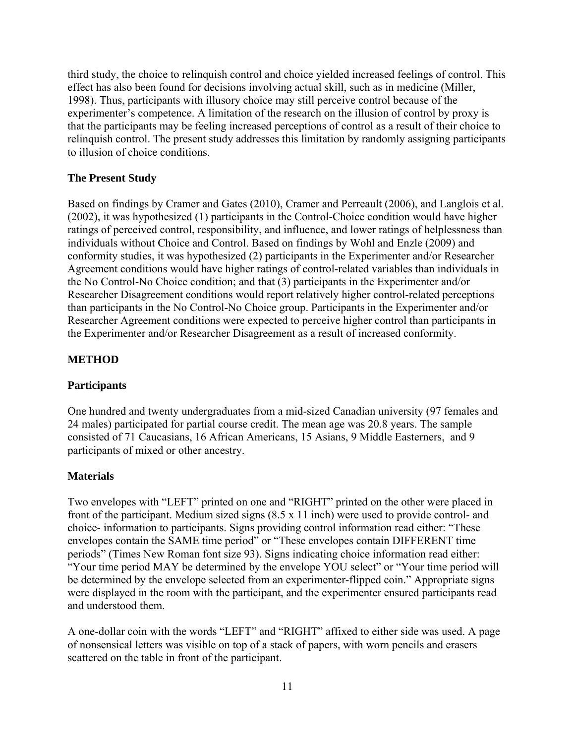third study, the choice to relinquish control and choice yielded increased feelings of control. This effect has also been found for decisions involving actual skill, such as in medicine (Miller, 1998). Thus, participants with illusory choice may still perceive control because of the experimenter's competence. A limitation of the research on the illusion of control by proxy is that the participants may be feeling increased perceptions of control as a result of their choice to relinquish control. The present study addresses this limitation by randomly assigning participants to illusion of choice conditions.

### The Present Study

Based on findings by Cramer and Gates (2010), Cramer and Perreault (2006), and Langlois et al. (2002), it was hypothesized (1) participants in the Control-Choice condition would have higher ratings of perceived control, responsibility, and influence, and lower ratings of helplessness than individuals without Choice and Control. Based on findings by Wohl and Enzle (2009) and conformity studies, it was hypothesized (2) participants in the Experimenter and/or Researcher Agreement conditions would have higher ratings of control-related variables than individuals in the No Control-No Choice condition; and that (3) participants in the Experimenter and/or Researcher Disagreement conditions would report relatively higher control-related perceptions than participants in the No Control-No Choice group. Participants in the Experimenter and/or Researcher Agreement conditions were expected to perceive higher control than participants in the Experimenter and/or Researcher Disagreement as a result of increased conformity.

## METHOD

### Participants

One hundred and twenty undergraduates from a mid-sized Canadian university (97 females and 24 males) participated for partial course credit. The mean age was 20.8 years. The sample consisted of 71 Caucasians, 16 African Americans, 15 Asians, 9 Middle Easterners, and 9 participants of mixed or other ancestry.

### Materials

Two envelopes with "LEFT" printed on one and "RIGHT" printed on the other were placed in front of the participant. Medium sized signs (8.5 x 11 inch) were used to provide control- and choice- information to participants. Signs providing control information read either: "These envelopes contain the SAME time period" or "These envelopes contain DIFFERENT time periods" (Times New Roman font size 93). Signs indicating choice information read either: "Your time period MAY be determined by the envelope YOU select" or "Your time period will be determined by the envelope selected from an experimenter-flipped coin." Appropriate signs were displayed in the room with the participant, and the experimenter ensured participants read and understood them.

A one-dollar coin with the words "LEFT" and "RIGHT" affixed to either side was used. A page of nonsensical letters was visible on top of a stack of papers, with worn pencils and erasers scattered on the table in front of the participant.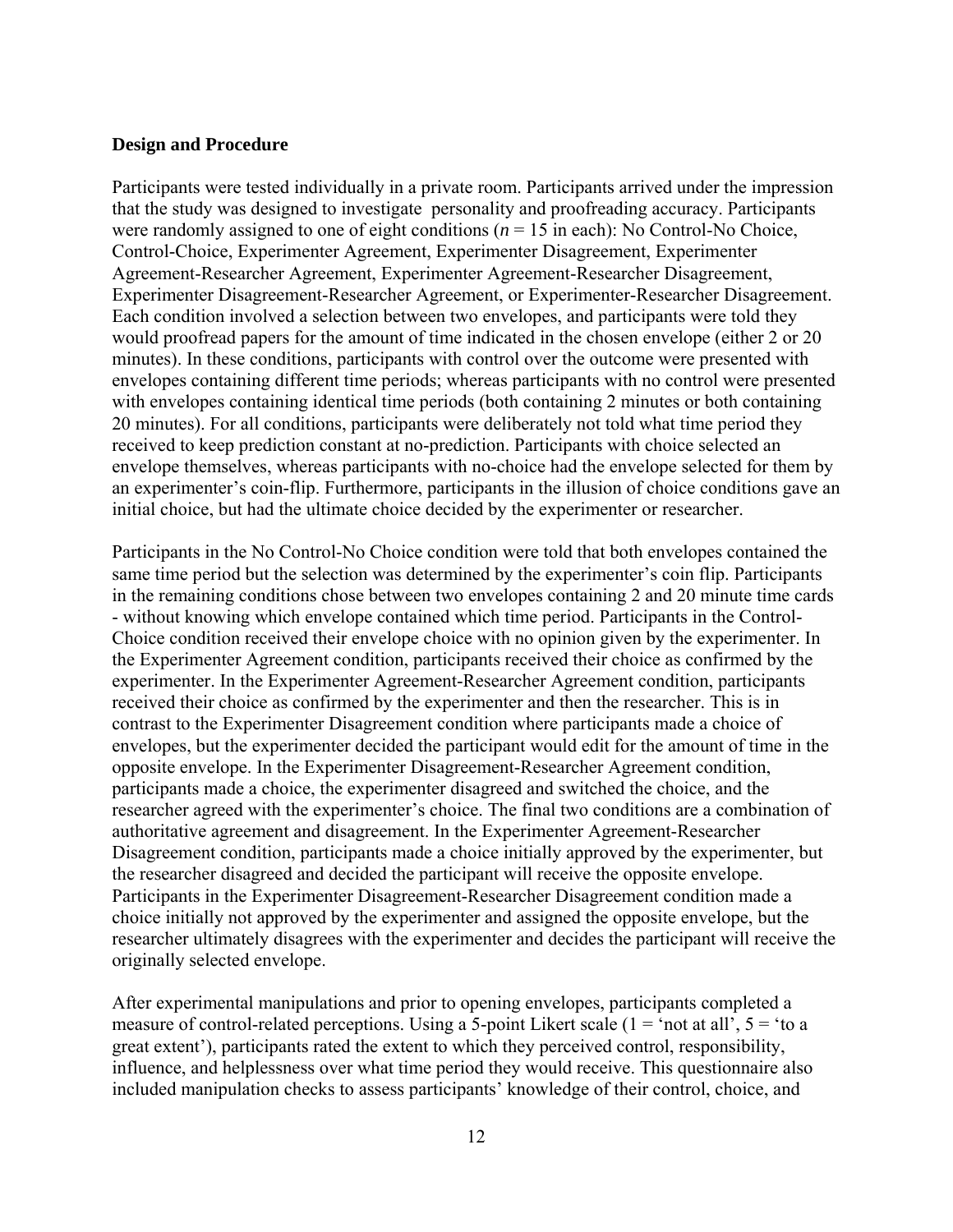**Design and Procedure**

Participants were tested individually in a private room. Participants arrived under the impression that the study was designed to investigate  personality and proofreading accuracy. Participants were randomly assigned to one of eight conditions (*n* = 15 in each): No Control-No Choice, Control-Choice, Experimenter Agreement, Experimenter Disagreement, Experimenter Agreement-Researcher Agreement, Experimenter Agreement-Researcher Disagreement, Experimenter Disagreement-Researcher Agreement, or Experimenter-Researcher Disagreement. Each condition involved a selection between two envelopes, and participants were told they would proofread papers for the amount of time indicated in the chosen envelope (either 2 or 20 minutes). In these conditions, participants with control over the outcome were presented with envelopes containing different time periods; whereas participants with no control were presented with envelopes containing identical time periods (both containing 2 minutes or both containing 20 minutes). For all conditions, participants were deliberately not told what time period they received to keep prediction constant at no-prediction. Participants with choice selected an envelope themselves, whereas participants with no-choice had the envelope selected for them by an experimenter's coin-flip. Furthermore, participants in the illusion of choice conditions gave an initial choice, but had the ultimate choice decided by the experimenter or researcher.

Participants in the No Control-No Choice condition were told that both envelopes contained the same time period but the selection was determined by the experimenter's coin flip. Participants in the remaining conditions chose between two envelopes containing 2 and 20 minute time cards - without knowing which envelope contained which time period. Participants in the Control-Choice condition received their envelope choice with no opinion given by the experimenter. In the Experimenter Agreement condition, participants received their choice as confirmed by the experimenter. In the Experimenter Agreement-Researcher Agreement condition, participants received their choice as confirmed by the experimenter and then the researcher. This is in contrast to the Experimenter Disagreement condition where participants made a choice of envelopes, but the experimenter decided the participant would edit for the amount of time in the opposite envelope. In the Experimenter Disagreement-Researcher Agreement condition, participants made a choice, the experimenter disagreed and switched the choice, and the researcher agreed with the experimenter's choice. The final two conditions are a combination of authoritative agreement and disagreement. In the Experimenter Agreement-Researcher Disagreement condition, participants made a choice initially approved by the experimenter, but the researcher disagreed and decided the participant will receive the opposite envelope. Participants in the Experimenter Disagreement-Researcher Disagreement condition made a choice initially not approved by the experimenter and assigned the opposite envelope, but the researcher ultimately disagrees with the experimenter and decides the participant will receive the originally selected envelope.

After experimental manipulations and prior to opening envelopes, participants completed a measure of control-related perceptions. Using a 5-point Likert scale (1 = 'not at all', 5 = 'to a great extent'), participants rated the extent to which they perceived control, responsibility, influence, and helplessness over what time period they would receive. This questionnaire also included manipulation checks to assess participants' knowledge of their control, choice, and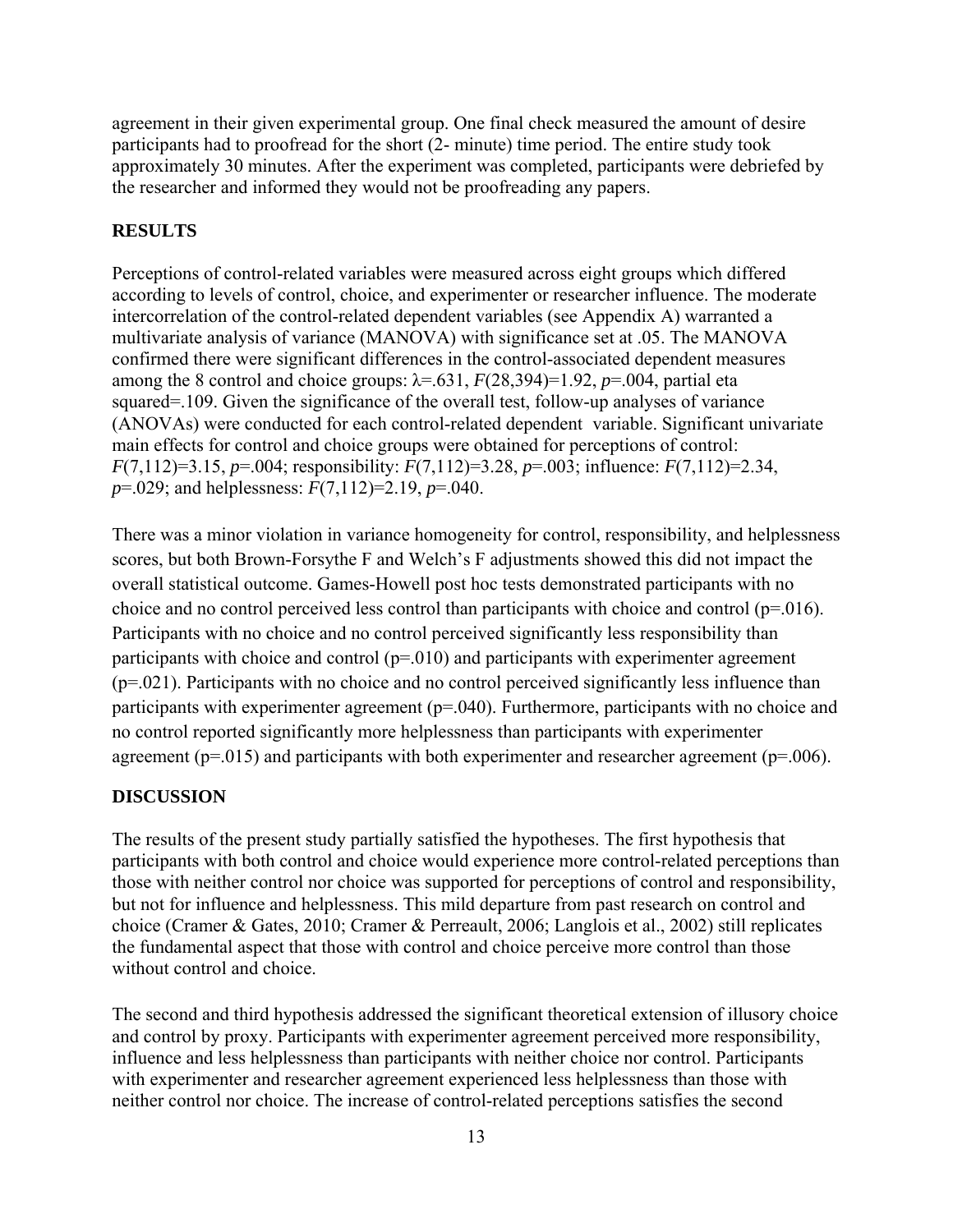agreement in their given experimental group. One final check measured the amount of desire participants had to proofread for the short (2- minute) time period. The entire study took approximately 30 minutes. After the experiment was completed, participants were debriefed by the researcher and informed they would not be proofreading any papers.

## RESULTS

Perceptions of control-related variables were measured across eight groups which differed according to levels of control, choice, and experimenter or researcher influence. The moderate intercorrelation of the control-related dependent variables (see Appendix A) warranted a multivariate analysis of variance (MANOVA) with significance set at .05. The MANOVA confirmed there were significant differences in the control-associated dependent measures among the 8 control and choice groups: $\lambda$=.631, $F(28,394)=1.92$, $p=.004$, partial eta squared=.109. Given the significance of the overall test, follow-up analyses of variance (ANOVAs) were conducted for each control-related dependent variable. Significant univariate main effects for control and choice groups were obtained for perceptions of control: $F(7,112)=3.15$, $p=.004$; responsibility: $F(7,112)=3.28$, $p=.003$; influence: $F(7,112)=2.34$, $p=.029$; and helplessness: $F(7,112)=2.19$, $p=.040$.

There was a minor violation in variance homogeneity for control, responsibility, and helplessness scores, but both Brown-Forsythe F and Welch's F adjustments showed this did not impact the overall statistical outcome. Games-Howell post hoc tests demonstrated participants with no choice and no control perceived less control than participants with choice and control ($p=.016$). Participants with no choice and no control perceived significantly less responsibility than participants with choice and control ($p=.010$) and participants with experimenter agreement ($p=.021$). Participants with no choice and no control perceived significantly less influence than participants with experimenter agreement ($p=.040$). Furthermore, participants with no choice and no control reported significantly more helplessness than participants with experimenter agreement ($p=.015$) and participants with both experimenter and researcher agreement ($p=.006$).

## DISCUSSION

The results of the present study partially satisfied the hypotheses. The first hypothesis that participants with both control and choice would experience more control-related perceptions than those with neither control nor choice was supported for perceptions of control and responsibility, but not for influence and helplessness. This mild departure from past research on control and choice (Cramer & Gates, 2010; Cramer & Perreault, 2006; Langlois et al., 2002) still replicates the fundamental aspect that those with control and choice perceive more control than those without control and choice.

The second and third hypothesis addressed the significant theoretical extension of illusory choice and control by proxy. Participants with experimenter agreement perceived more responsibility, influence and less helplessness than participants with neither choice nor control. Participants with experimenter and researcher agreement experienced less helplessness than those with neither control nor choice. The increase of control-related perceptions satisfies the second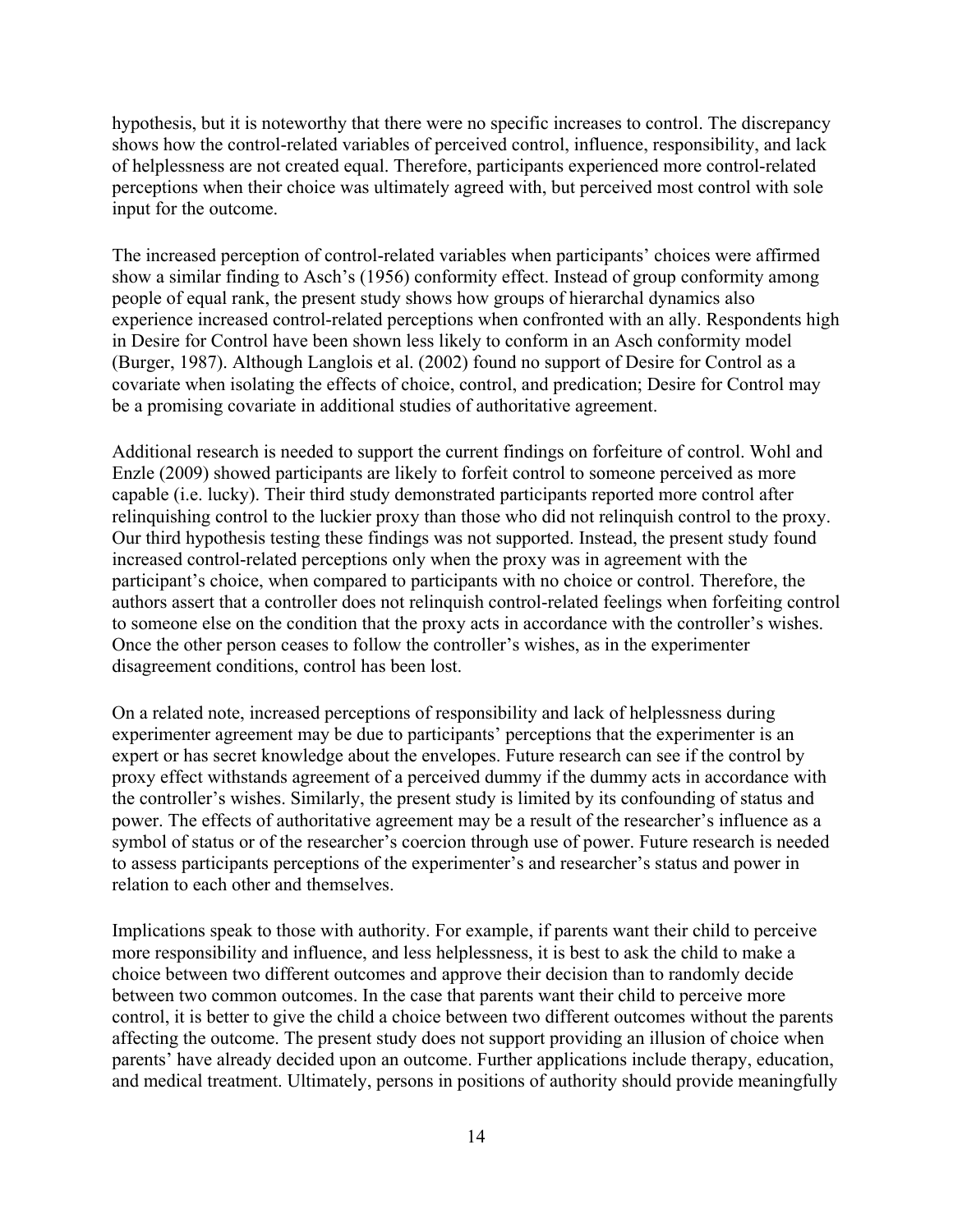hypothesis, but it is noteworthy that there were no specific increases to control. The discrepancy shows how the control-related variables of perceived control, influence, responsibility, and lack of helplessness are not created equal. Therefore, participants experienced more control-related perceptions when their choice was ultimately agreed with, but perceived most control with sole input for the outcome.

The increased perception of control-related variables when participants' choices were affirmed show a similar finding to Asch's (1956) conformity effect. Instead of group conformity among people of equal rank, the present study shows how groups of hierarchal dynamics also experience increased control-related perceptions when confronted with an ally. Respondents high in Desire for Control have been shown less likely to conform in an Asch conformity model (Burger, 1987). Although Langlois et al. (2002) found no support of Desire for Control as a covariate when isolating the effects of choice, control, and predication; Desire for Control may be a promising covariate in additional studies of authoritative agreement.

Additional research is needed to support the current findings on forfeiture of control. Wohl and Enzle (2009) showed participants are likely to forfeit control to someone perceived as more capable (i.e. lucky). Their third study demonstrated participants reported more control after relinquishing control to the luckier proxy than those who did not relinquish control to the proxy. Our third hypothesis testing these findings was not supported. Instead, the present study found increased control-related perceptions only when the proxy was in agreement with the participant's choice, when compared to participants with no choice or control. Therefore, the authors assert that a controller does not relinquish control-related feelings when forfeiting control to someone else on the condition that the proxy acts in accordance with the controller's wishes. Once the other person ceases to follow the controller's wishes, as in the experimenter disagreement conditions, control has been lost.

On a related note, increased perceptions of responsibility and lack of helplessness during experimenter agreement may be due to participants' perceptions that the experimenter is an expert or has secret knowledge about the envelopes. Future research can see if the control by proxy effect withstands agreement of a perceived dummy if the dummy acts in accordance with the controller's wishes. Similarly, the present study is limited by its confounding of status and power. The effects of authoritative agreement may be a result of the researcher's influence as a symbol of status or of the researcher's coercion through use of power. Future research is needed to assess participants perceptions of the experimenter's and researcher's status and power in relation to each other and themselves.

Implications speak to those with authority. For example, if parents want their child to perceive more responsibility and influence, and less helplessness, it is best to ask the child to make a choice between two different outcomes and approve their decision than to randomly decide between two common outcomes. In the case that parents want their child to perceive more control, it is better to give the child a choice between two different outcomes without the parents affecting the outcome. The present study does not support providing an illusion of choice when parents' have already decided upon an outcome. Further applications include therapy, education, and medical treatment. Ultimately, persons in positions of authority should provide meaningfully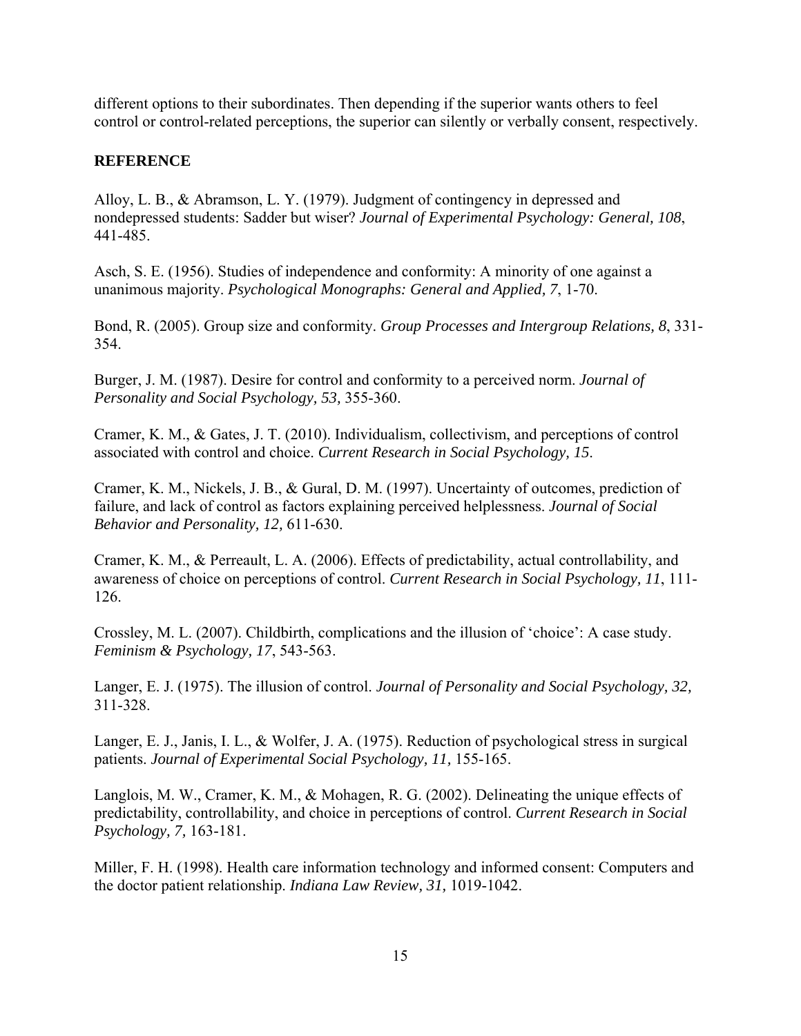different options to their subordinates. Then depending if the superior wants others to feel control or control-related perceptions, the superior can silently or verbally consent, respectively.

## REFERENCE

Alloy, L. B., & Abramson, L. Y. (1979). Judgment of contingency in depressed and nondepressed students: Sadder but wiser? *Journal of Experimental Psychology: General, 108*, 441-485.

Asch, S. E. (1956). Studies of independence and conformity: A minority of one against a unanimous majority. *Psychological Monographs: General and Applied, 7*, 1-70.

Bond, R. (2005). Group size and conformity. *Group Processes and Intergroup Relations, 8*, 331-354.

Burger, J. M. (1987). Desire for control and conformity to a perceived norm. *Journal of Personality and Social Psychology, 53,* 355-360.

Cramer, K. M., & Gates, J. T. (2010). Individualism, collectivism, and perceptions of control associated with control and choice. *Current Research in Social Psychology, 15*.

Cramer, K. M., Nickels, J. B., & Gural, D. M. (1997). Uncertainty of outcomes, prediction of failure, and lack of control as factors explaining perceived helplessness. *Journal of Social Behavior and Personality, 12,* 611-630.

Cramer, K. M., & Perreault, L. A. (2006). Effects of predictability, actual controllability, and awareness of choice on perceptions of control. *Current Research in Social Psychology, 11*, 111-126.

Crossley, M. L. (2007). Childbirth, complications and the illusion of 'choice': A case study. *Feminism & Psychology, 17*, 543-563.

Langer, E. J. (1975). The illusion of control. *Journal of Personality and Social Psychology, 32,* 311-328.

Langer, E. J., Janis, I. L., & Wolfer, J. A. (1975). Reduction of psychological stress in surgical patients. *Journal of Experimental Social Psychology, 11,* 155-165.

Langlois, M. W., Cramer, K. M., & Mohagen, R. G. (2002). Delineating the unique effects of predictability, controllability, and choice in perceptions of control. *Current Research in Social Psychology, 7,* 163-181.

Miller, F. H. (1998). Health care information technology and informed consent: Computers and the doctor patient relationship. *Indiana Law Review, 31,* 1019-1042.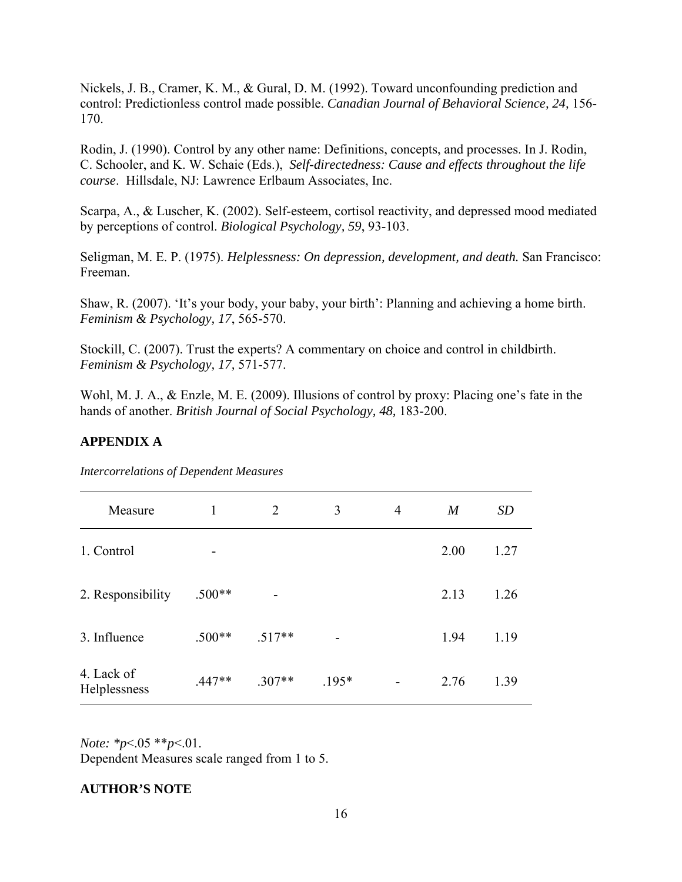Nickels, J. B., Cramer, K. M., & Gural, D. M. (1992). Toward unconfounding prediction and control: Predictionless control made possible. *Canadian Journal of Behavioral Science, 24,* 156-170.

Rodin, J. (1990). Control by any other name: Definitions, concepts, and processes. In J. Rodin, C. Schooler, and K. W. Schaie (Eds.), *Self-directedness: Cause and effects throughout the life course*. Hillsdale, NJ: Lawrence Erlbaum Associates, Inc.

Scarpa, A., & Luscher, K. (2002). Self-esteem, cortisol reactivity, and depressed mood mediated by perceptions of control. *Biological Psychology, 59*, 93-103.

Seligman, M. E. P. (1975). *Helplessness: On depression, development, and death.* San Francisco: Freeman.

Shaw, R. (2007). 'It's your body, your baby, your birth': Planning and achieving a home birth. *Feminism & Psychology, 17*, 565-570.

Stockill, C. (2007). Trust the experts? A commentary on choice and control in childbirth. *Feminism & Psychology, 17,* 571-577.

Wohl, M. J. A., & Enzle, M. E. (2009). Illusions of control by proxy: Placing one's fate in the hands of another. *British Journal of Social Psychology, 48,* 183-200.

## APPENDIX A

*Intercorrelations of Dependent Measures*

| Measure | 1 | 2 | 3 | 4 | *M* | *SD* |
|---|---|---|---|---|---|---|
| 1. Control | - | | | | 2.00 | 1.27 |
| 2. Responsibility | .500** | - | | | 2.13 | 1.26 |
| 3. Influence | .500** | .517** | - | | 1.94 | 1.19 |
| 4. Lack of Helplessness | .447** | .307** | .195* | - | 2.76 | 1.39 |

*Note:* *$p$<.05 **$p$<.01.
Dependent Measures scale ranged from 1 to 5.

## AUTHOR'S NOTE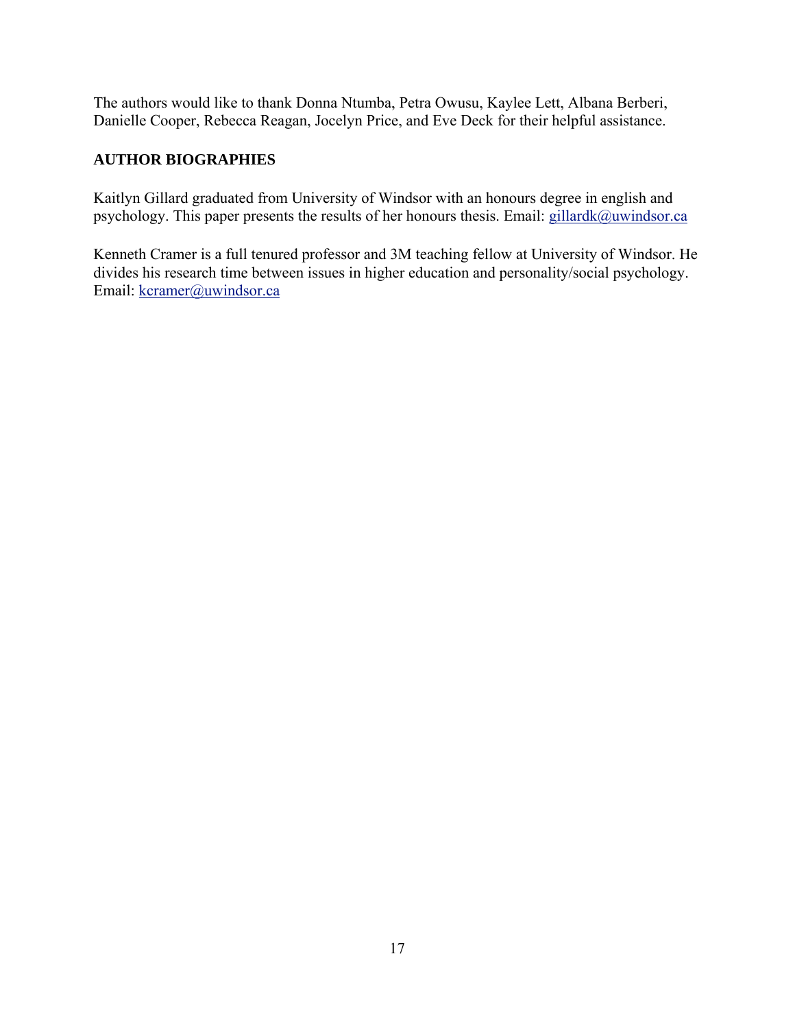The authors would like to thank Donna Ntumba, Petra Owusu, Kaylee Lett, Albana Berberi, Danielle Cooper, Rebecca Reagan, Jocelyn Price, and Eve Deck for their helpful assistance.

## AUTHOR BIOGRAPHIES

Kaitlyn Gillard graduated from University of Windsor with an honours degree in english and psychology. This paper presents the results of her honours thesis. Email: gillardk@uwindsor.ca

Kenneth Cramer is a full tenured professor and 3M teaching fellow at University of Windsor. He divides his research time between issues in higher education and personality/social psychology. Email: kcramer@uwindsor.ca